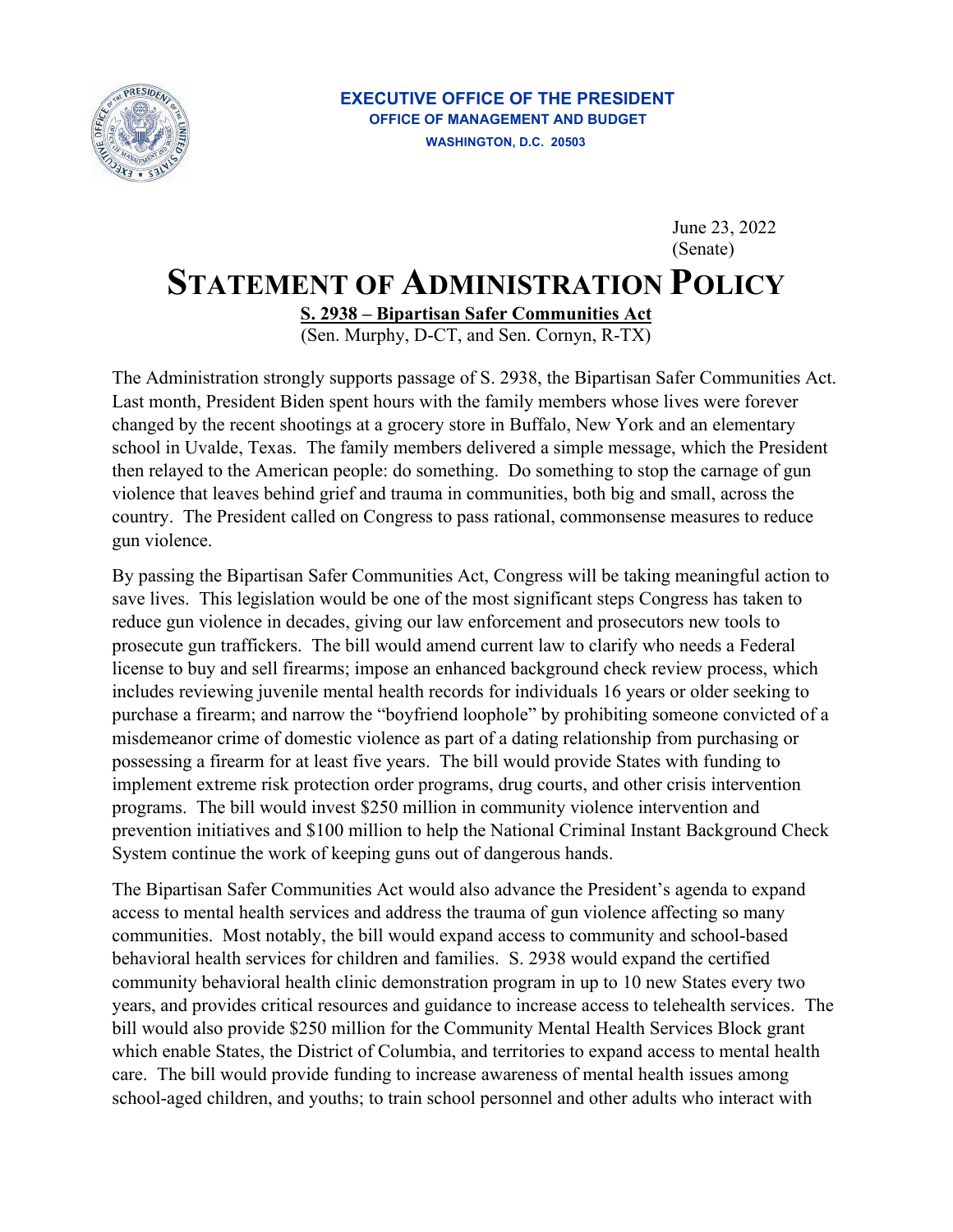**EXECUTIVE OFFICE OF THE PRESIDENT**
**OFFICE OF MANAGEMENT AND BUDGET**
**WASHINGTON, D.C. 20503**

June 23, 2022
(Senate)

# STATEMENT OF ADMINISTRATION POLICY

**S. 2938 – Bipartisan Safer Communities Act**
(Sen. Murphy, D-CT, and Sen. Cornyn, R-TX)

The Administration strongly supports passage of S. 2938, the Bipartisan Safer Communities Act. Last month, President Biden spent hours with the family members whose lives were forever changed by the recent shootings at a grocery store in Buffalo, New York and an elementary school in Uvalde, Texas. The family members delivered a simple message, which the President then relayed to the American people: do something. Do something to stop the carnage of gun violence that leaves behind grief and trauma in communities, both big and small, across the country. The President called on Congress to pass rational, commonsense measures to reduce gun violence.

By passing the Bipartisan Safer Communities Act, Congress will be taking meaningful action to save lives. This legislation would be one of the most significant steps Congress has taken to reduce gun violence in decades, giving our law enforcement and prosecutors new tools to prosecute gun traffickers. The bill would amend current law to clarify who needs a Federal license to buy and sell firearms; impose an enhanced background check review process, which includes reviewing juvenile mental health records for individuals 16 years or older seeking to purchase a firearm; and narrow the "boyfriend loophole" by prohibiting someone convicted of a misdemeanor crime of domestic violence as part of a dating relationship from purchasing or possessing a firearm for at least five years. The bill would provide States with funding to implement extreme risk protection order programs, drug courts, and other crisis intervention programs. The bill would invest $250 million in community violence intervention and prevention initiatives and $100 million to help the National Criminal Instant Background Check System continue the work of keeping guns out of dangerous hands.

The Bipartisan Safer Communities Act would also advance the President's agenda to expand access to mental health services and address the trauma of gun violence affecting so many communities. Most notably, the bill would expand access to community and school-based behavioral health services for children and families. S. 2938 would expand the certified community behavioral health clinic demonstration program in up to 10 new States every two years, and provides critical resources and guidance to increase access to telehealth services. The bill would also provide $250 million for the Community Mental Health Services Block grant which enable States, the District of Columbia, and territories to expand access to mental health care. The bill would provide funding to increase awareness of mental health issues among school-aged children, and youths; to train school personnel and other adults who interact with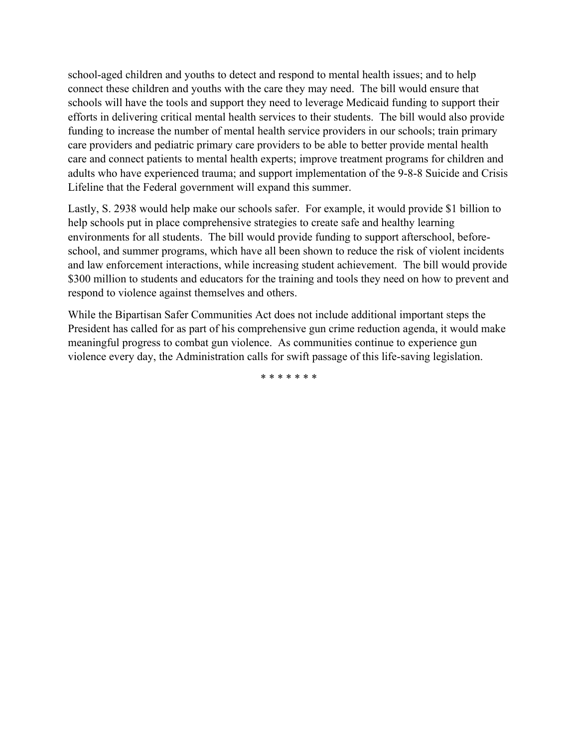school-aged children and youths to detect and respond to mental health issues; and to help connect these children and youths with the care they may need. The bill would ensure that schools will have the tools and support they need to leverage Medicaid funding to support their efforts in delivering critical mental health services to their students. The bill would also provide funding to increase the number of mental health service providers in our schools; train primary care providers and pediatric primary care providers to be able to better provide mental health care and connect patients to mental health experts; improve treatment programs for children and adults who have experienced trauma; and support implementation of the 9-8-8 Suicide and Crisis Lifeline that the Federal government will expand this summer.

Lastly, S. 2938 would help make our schools safer. For example, it would provide $1 billion to help schools put in place comprehensive strategies to create safe and healthy learning environments for all students. The bill would provide funding to support afterschool, before-school, and summer programs, which have all been shown to reduce the risk of violent incidents and law enforcement interactions, while increasing student achievement. The bill would provide $300 million to students and educators for the training and tools they need on how to prevent and respond to violence against themselves and others.

While the Bipartisan Safer Communities Act does not include additional important steps the President has called for as part of his comprehensive gun crime reduction agenda, it would make meaningful progress to combat gun violence. As communities continue to experience gun violence every day, the Administration calls for swift passage of this life-saving legislation.

* * * * * * *